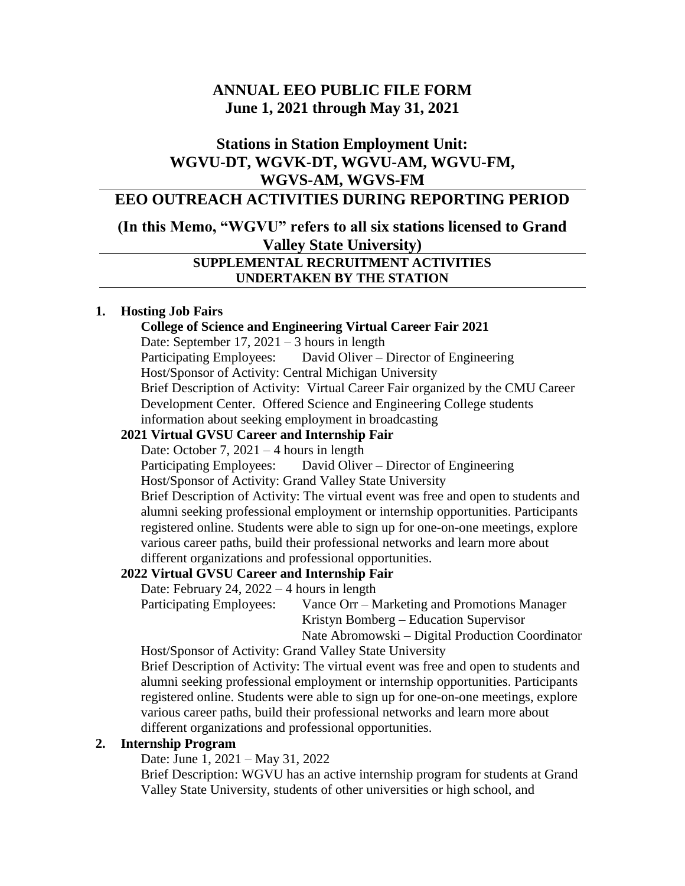# ANNUAL EEO PUBLIC FILE FORM
# June 1, 2021 through May 31, 2021

## Stations in Station Employment Unit: WGVU-DT, WGVK-DT, WGVU-AM, WGVU-FM, WGVS-AM, WGVS-FM

## EEO OUTREACH ACTIVITIES DURING REPORTING PERIOD

## (In this Memo, "WGVU" refers to all six stations licensed to Grand Valley State University)

### SUPPLEMENTAL RECRUITMENT ACTIVITIES UNDERTAKEN BY THE STATION

1. **Hosting Job Fairs**

   **College of Science and Engineering Virtual Career Fair 2021**

   Date: September 17, 2021 – 3 hours in length

   Participating Employees: David Oliver – Director of Engineering

   Host/Sponsor of Activity: Central Michigan University

   Brief Description of Activity: Virtual Career Fair organized by the CMU Career Development Center. Offered Science and Engineering College students information about seeking employment in broadcasting

   **2021 Virtual GVSU Career and Internship Fair**

   Date: October 7, 2021 – 4 hours in length

   Participating Employees: David Oliver – Director of Engineering

   Host/Sponsor of Activity: Grand Valley State University

   Brief Description of Activity: The virtual event was free and open to students and alumni seeking professional employment or internship opportunities. Participants registered online. Students were able to sign up for one-on-one meetings, explore various career paths, build their professional networks and learn more about different organizations and professional opportunities.

   **2022 Virtual GVSU Career and Internship Fair**

   Date: February 24, 2022 – 4 hours in length

   Participating Employees: Vance Orr – Marketing and Promotions Manager
   Kristyn Bomberg – Education Supervisor
   Nate Abromowski – Digital Production Coordinator

   Host/Sponsor of Activity: Grand Valley State University

   Brief Description of Activity: The virtual event was free and open to students and alumni seeking professional employment or internship opportunities. Participants registered online. Students were able to sign up for one-on-one meetings, explore various career paths, build their professional networks and learn more about different organizations and professional opportunities.

2. **Internship Program**

   Date: June 1, 2021 – May 31, 2022

   Brief Description: WGVU has an active internship program for students at Grand Valley State University, students of other universities or high school, and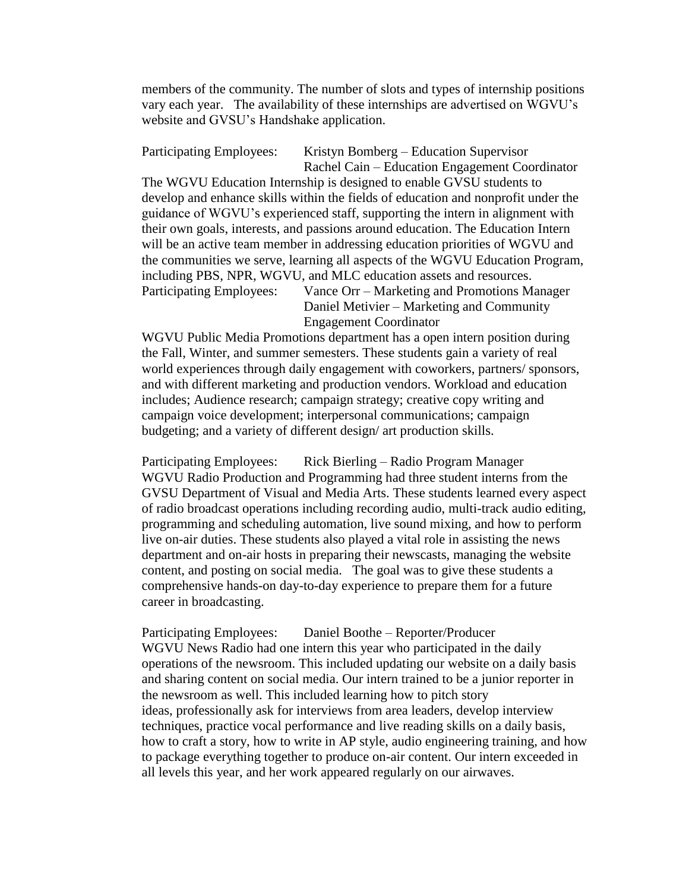members of the community. The number of slots and types of internship positions vary each year. The availability of these internships are advertised on WGVU's website and GVSU's Handshake application.

Participating Employees: Kristyn Bomberg – Education Supervisor
Rachel Cain – Education Engagement Coordinator

The WGVU Education Internship is designed to enable GVSU students to develop and enhance skills within the fields of education and nonprofit under the guidance of WGVU's experienced staff, supporting the intern in alignment with their own goals, interests, and passions around education. The Education Intern will be an active team member in addressing education priorities of WGVU and the communities we serve, learning all aspects of the WGVU Education Program, including PBS, NPR, WGVU, and MLC education assets and resources.

Participating Employees: Vance Orr – Marketing and Promotions Manager
Daniel Metivier – Marketing and Community Engagement Coordinator

WGVU Public Media Promotions department has a open intern position during the Fall, Winter, and summer semesters. These students gain a variety of real world experiences through daily engagement with coworkers, partners/ sponsors, and with different marketing and production vendors. Workload and education includes; Audience research; campaign strategy; creative copy writing and campaign voice development; interpersonal communications; campaign budgeting; and a variety of different design/ art production skills.

Participating Employees: Rick Bierling – Radio Program Manager

WGVU Radio Production and Programming had three student interns from the GVSU Department of Visual and Media Arts. These students learned every aspect of radio broadcast operations including recording audio, multi-track audio editing, programming and scheduling automation, live sound mixing, and how to perform live on-air duties. These students also played a vital role in assisting the news department and on-air hosts in preparing their newscasts, managing the website content, and posting on social media. The goal was to give these students a comprehensive hands-on day-to-day experience to prepare them for a future career in broadcasting.

Participating Employees: Daniel Boothe – Reporter/Producer

WGVU News Radio had one intern this year who participated in the daily operations of the newsroom. This included updating our website on a daily basis and sharing content on social media. Our intern trained to be a junior reporter in the newsroom as well. This included learning how to pitch story ideas, professionally ask for interviews from area leaders, develop interview techniques, practice vocal performance and live reading skills on a daily basis, how to craft a story, how to write in AP style, audio engineering training, and how to package everything together to produce on-air content. Our intern exceeded in all levels this year, and her work appeared regularly on our airwaves.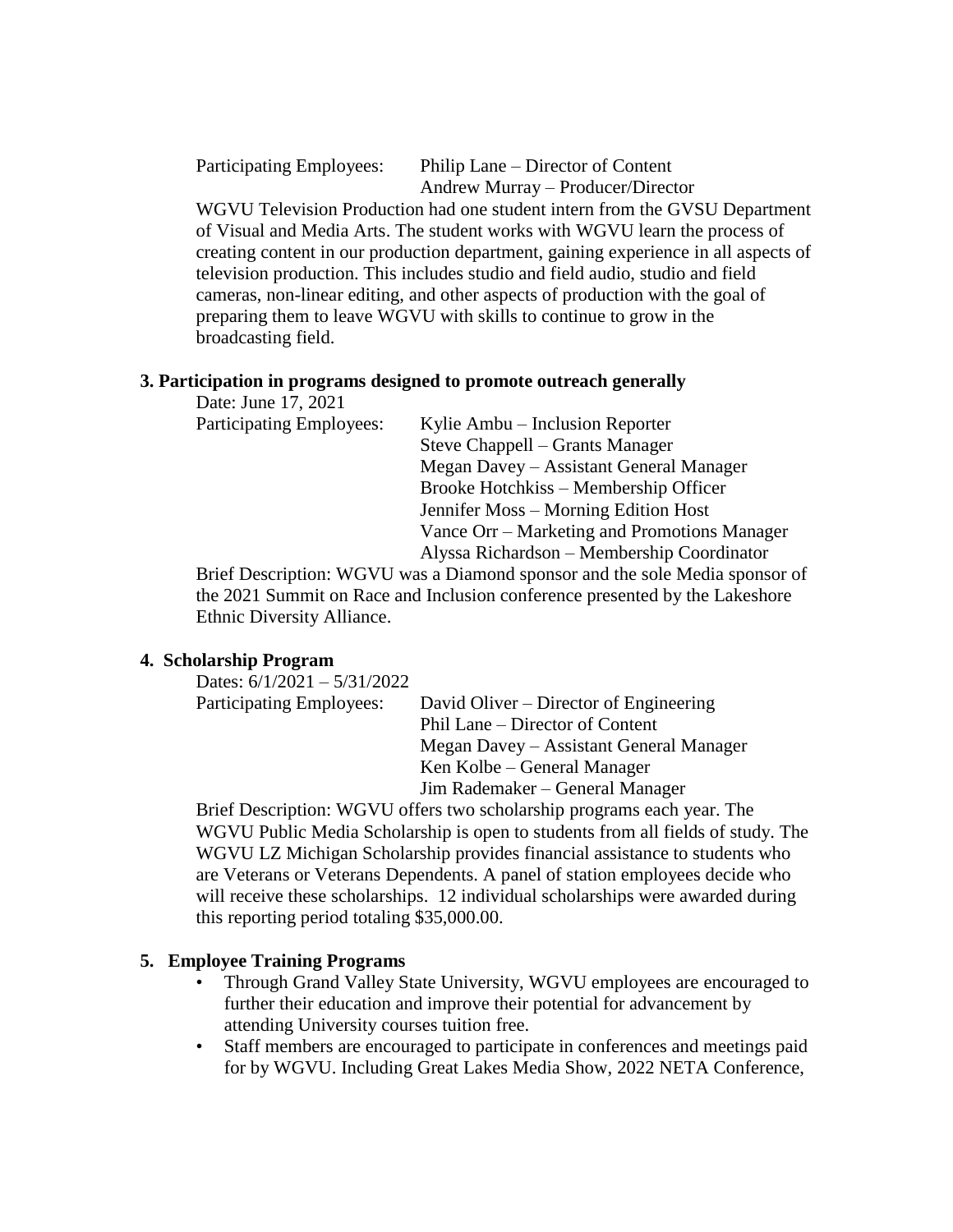Participating Employees: Philip Lane – Director of Content
Andrew Murray – Producer/Director

WGVU Television Production had one student intern from the GVSU Department of Visual and Media Arts. The student works with WGVU learn the process of creating content in our production department, gaining experience in all aspects of television production. This includes studio and field audio, studio and field cameras, non-linear editing, and other aspects of production with the goal of preparing them to leave WGVU with skills to continue to grow in the broadcasting field.

**3. Participation in programs designed to promote outreach generally**

Date: June 17, 2021

Participating Employees:
Kylie Ambu – Inclusion Reporter
Steve Chappell – Grants Manager
Megan Davey – Assistant General Manager
Brooke Hotchkiss – Membership Officer
Jennifer Moss – Morning Edition Host
Vance Orr – Marketing and Promotions Manager
Alyssa Richardson – Membership Coordinator

Brief Description: WGVU was a Diamond sponsor and the sole Media sponsor of the 2021 Summit on Race and Inclusion conference presented by the Lakeshore Ethnic Diversity Alliance.

**4. Scholarship Program**

Dates: 6/1/2021 – 5/31/2022

Participating Employees:
David Oliver – Director of Engineering
Phil Lane – Director of Content
Megan Davey – Assistant General Manager
Ken Kolbe – General Manager
Jim Rademaker – General Manager

Brief Description: WGVU offers two scholarship programs each year. The WGVU Public Media Scholarship is open to students from all fields of study. The WGVU LZ Michigan Scholarship provides financial assistance to students who are Veterans or Veterans Dependents. A panel of station employees decide who will receive these scholarships. 12 individual scholarships were awarded during this reporting period totaling $35,000.00.

**5. Employee Training Programs**

- Through Grand Valley State University, WGVU employees are encouraged to further their education and improve their potential for advancement by attending University courses tuition free.
- Staff members are encouraged to participate in conferences and meetings paid for by WGVU. Including Great Lakes Media Show, 2022 NETA Conference,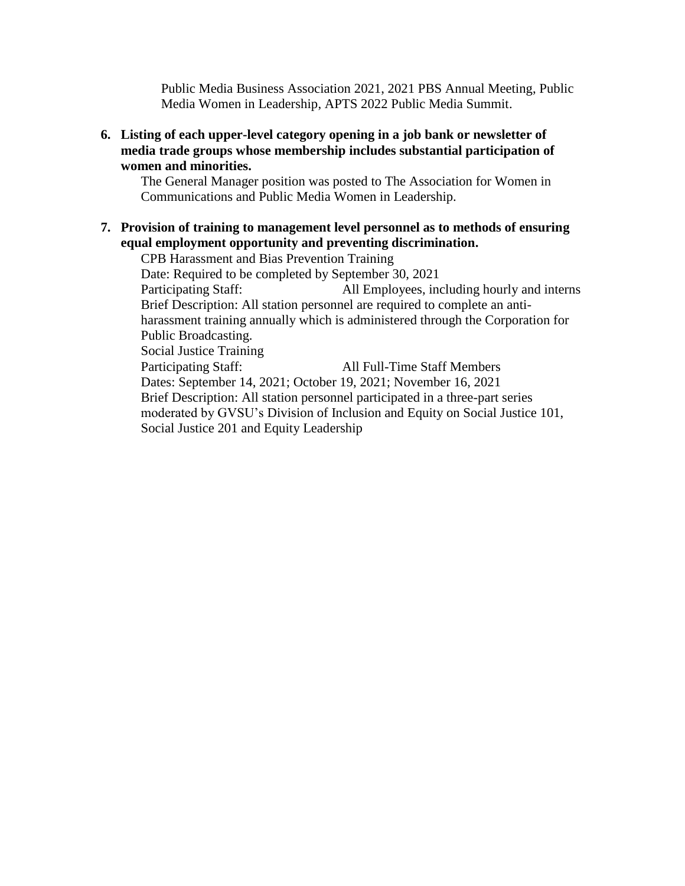Public Media Business Association 2021, 2021 PBS Annual Meeting, Public Media Women in Leadership, APTS 2022 Public Media Summit.

6. **Listing of each upper-level category opening in a job bank or newsletter of media trade groups whose membership includes substantial participation of women and minorities.**

   The General Manager position was posted to The Association for Women in Communications and Public Media Women in Leadership.

7. **Provision of training to management level personnel as to methods of ensuring equal employment opportunity and preventing discrimination.**

   CPB Harassment and Bias Prevention Training
   Date: Required to be completed by September 30, 2021
   Participating Staff: All Employees, including hourly and interns
   Brief Description: All station personnel are required to complete an anti-harassment training annually which is administered through the Corporation for Public Broadcasting.
   Social Justice Training
   Participating Staff: All Full-Time Staff Members
   Dates: September 14, 2021; October 19, 2021; November 16, 2021
   Brief Description: All station personnel participated in a three-part series moderated by GVSU's Division of Inclusion and Equity on Social Justice 101, Social Justice 201 and Equity Leadership